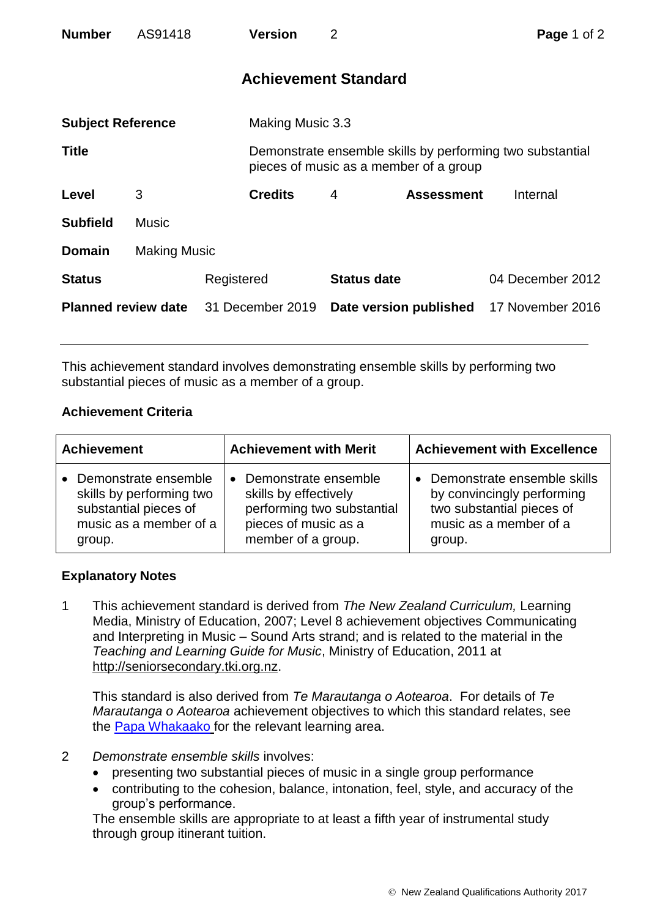| **Number** | AS91418 | **Version** | 2 |
|---|---|---|---|

## Achievement Standard

| | | | |
|---|---|---|---|
| **Subject Reference** | Making Music 3.3 | | |
| **Title** | Demonstrate ensemble skills by performing two substantial pieces of music as a member of a group | | |
| **Level** | 3 | **Credits** | 4 |
| **Assessment** | Internal | | |
| **Subfield** | Music | | |
| **Domain** | Making Music | | |
| **Status** | Registered | **Status date** | 04 December 2012 |
| **Planned review date** | 31 December 2019 | **Date version published** | 17 November 2016 |

---

This achievement standard involves demonstrating ensemble skills by performing two substantial pieces of music as a member of a group.

### Achievement Criteria

| Achievement | Achievement with Merit | Achievement with Excellence |
|---|---|---|
| • Demonstrate ensemble skills by performing two substantial pieces of music as a member of a group. | • Demonstrate ensemble skills by effectively performing two substantial pieces of music as a member of a group. | • Demonstrate ensemble skills by convincingly performing two substantial pieces of music as a member of a group. |

### Explanatory Notes

1 This achievement standard is derived from *The New Zealand Curriculum,* Learning Media, Ministry of Education, 2007; Level 8 achievement objectives Communicating and Interpreting in Music – Sound Arts strand; and is related to the material in the *Teaching and Learning Guide for Music*, Ministry of Education, 2011 at http://seniorsecondary.tki.org.nz.

   This standard is also derived from *Te Marautanga o Aotearoa*. For details of *Te Marautanga o Aotearoa* achievement objectives to which this standard relates, see the Papa Whakaako for the relevant learning area.

2 *Demonstrate ensemble skills* involves:
   - presenting two substantial pieces of music in a single group performance
   - contributing to the cohesion, balance, intonation, feel, style, and accuracy of the group's performance.

   The ensemble skills are appropriate to at least a fifth year of instrumental study through group itinerant tuition.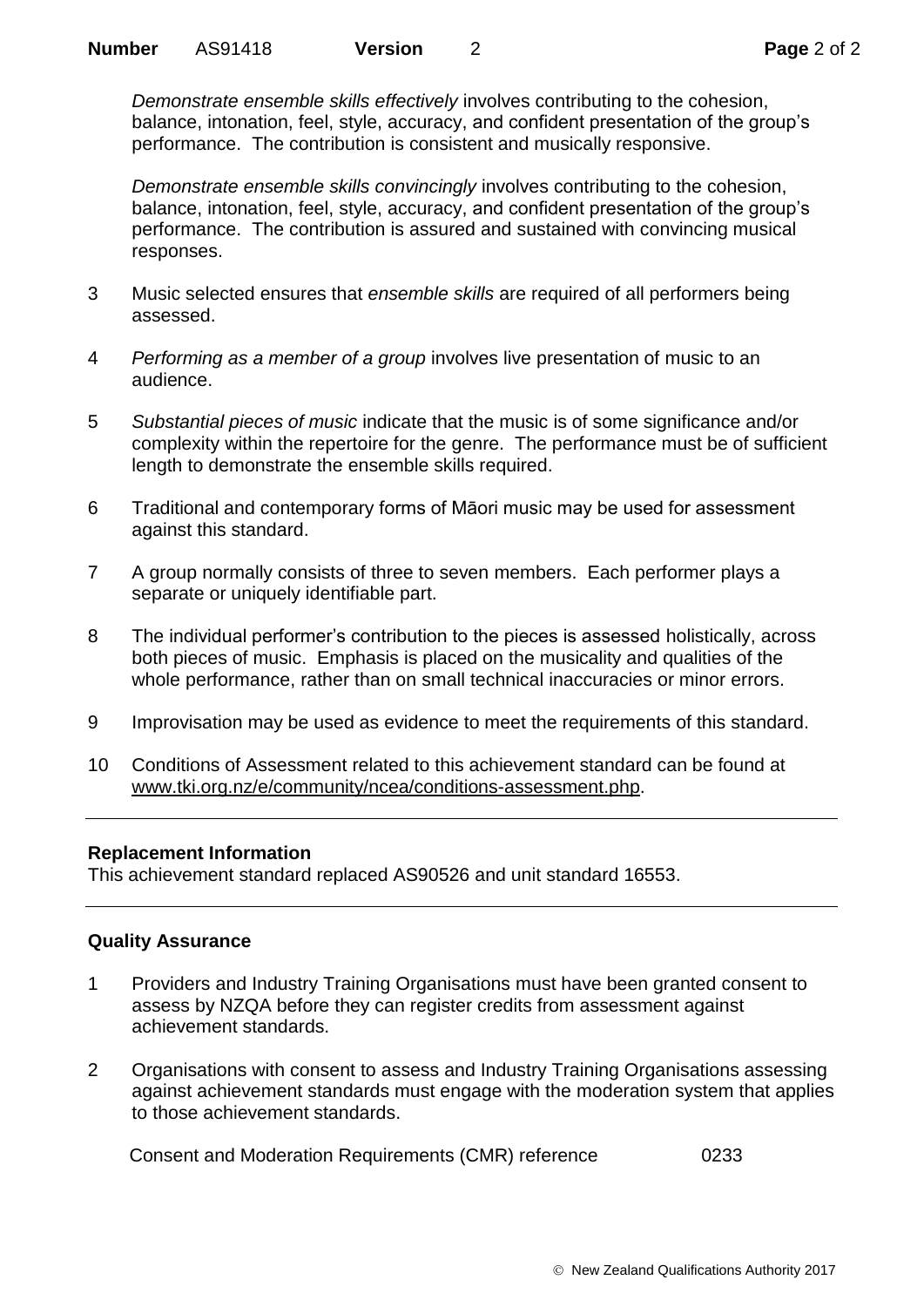*Demonstrate ensemble skills effectively* involves contributing to the cohesion, balance, intonation, feel, style, accuracy, and confident presentation of the group's performance. The contribution is consistent and musically responsive.

*Demonstrate ensemble skills convincingly* involves contributing to the cohesion, balance, intonation, feel, style, accuracy, and confident presentation of the group's performance. The contribution is assured and sustained with convincing musical responses.

3 Music selected ensures that *ensemble skills* are required of all performers being assessed.

4 *Performing as a member of a group* involves live presentation of music to an audience.

5 *Substantial pieces of music* indicate that the music is of some significance and/or complexity within the repertoire for the genre. The performance must be of sufficient length to demonstrate the ensemble skills required.

6 Traditional and contemporary forms of Māori music may be used for assessment against this standard.

7 A group normally consists of three to seven members. Each performer plays a separate or uniquely identifiable part.

8 The individual performer's contribution to the pieces is assessed holistically, across both pieces of music. Emphasis is placed on the musicality and qualities of the whole performance, rather than on small technical inaccuracies or minor errors.

9 Improvisation may be used as evidence to meet the requirements of this standard.

10 Conditions of Assessment related to this achievement standard can be found at www.tki.org.nz/e/community/ncea/conditions-assessment.php.

---

**Replacement Information**

This achievement standard replaced AS90526 and unit standard 16553.

---

**Quality Assurance**

1 Providers and Industry Training Organisations must have been granted consent to assess by NZQA before they can register credits from assessment against achievement standards.

2 Organisations with consent to assess and Industry Training Organisations assessing against achievement standards must engage with the moderation system that applies to those achievement standards.

Consent and Moderation Requirements (CMR) reference 0233

© New Zealand Qualifications Authority 2017